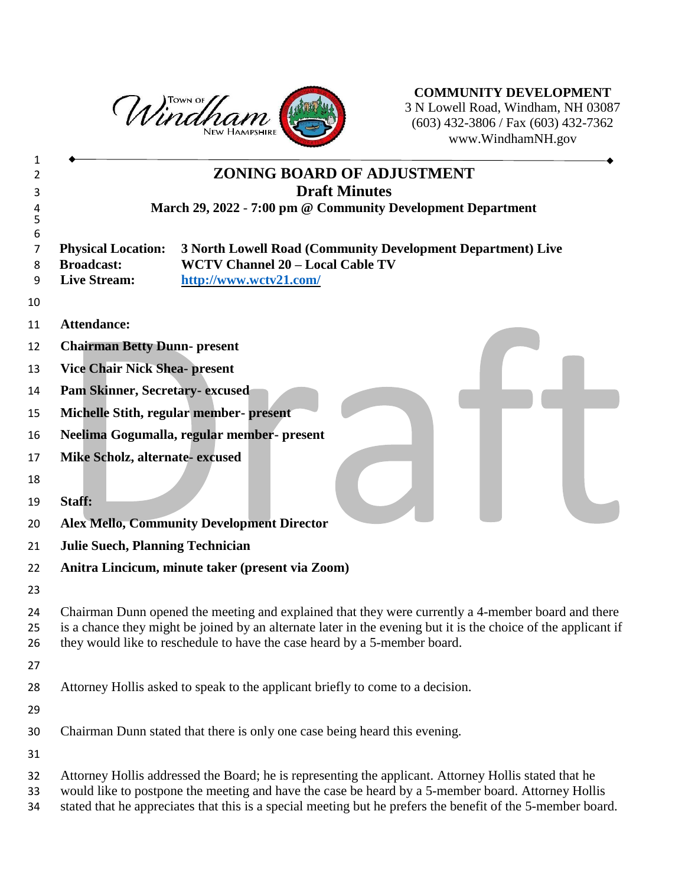**COMMUNITY DEVELOPMENT**
3 N Lowell Road, Windham, NH 03087
(603) 432-3806 / Fax (603) 432-7362
www.WindhamNH.gov

# ZONING BOARD OF ADJUSTMENT

## Draft Minutes

**March 29, 2022 - 7:00 pm @ Community Development Department**

**Physical Location:** **3 North Lowell Road (Community Development Department) Live**
**Broadcast:** **WCTV Channel 20 – Local Cable TV**
**Live Stream:** **http://www.wctv21.com/**

**Attendance:**

**Chairman Betty Dunn- present**

**Vice Chair Nick Shea- present**

**Pam Skinner, Secretary- excused**

**Michelle Stith, regular member- present**

**Neelima Gogumalla, regular member- present**

**Mike Scholz, alternate- excused**

**Staff:**

**Alex Mello, Community Development Director**

**Julie Suech, Planning Technician**

**Anitra Lincicum, minute taker (present via Zoom)**

Chairman Dunn opened the meeting and explained that they were currently a 4-member board and there is a chance they might be joined by an alternate later in the evening but it is the choice of the applicant if they would like to reschedule to have the case heard by a 5-member board.

Attorney Hollis asked to speak to the applicant briefly to come to a decision.

Chairman Dunn stated that there is only one case being heard this evening.

Attorney Hollis addressed the Board; he is representing the applicant. Attorney Hollis stated that he would like to postpone the meeting and have the case be heard by a 5-member board. Attorney Hollis stated that he appreciates that this is a special meeting but he prefers the benefit of the 5-member board.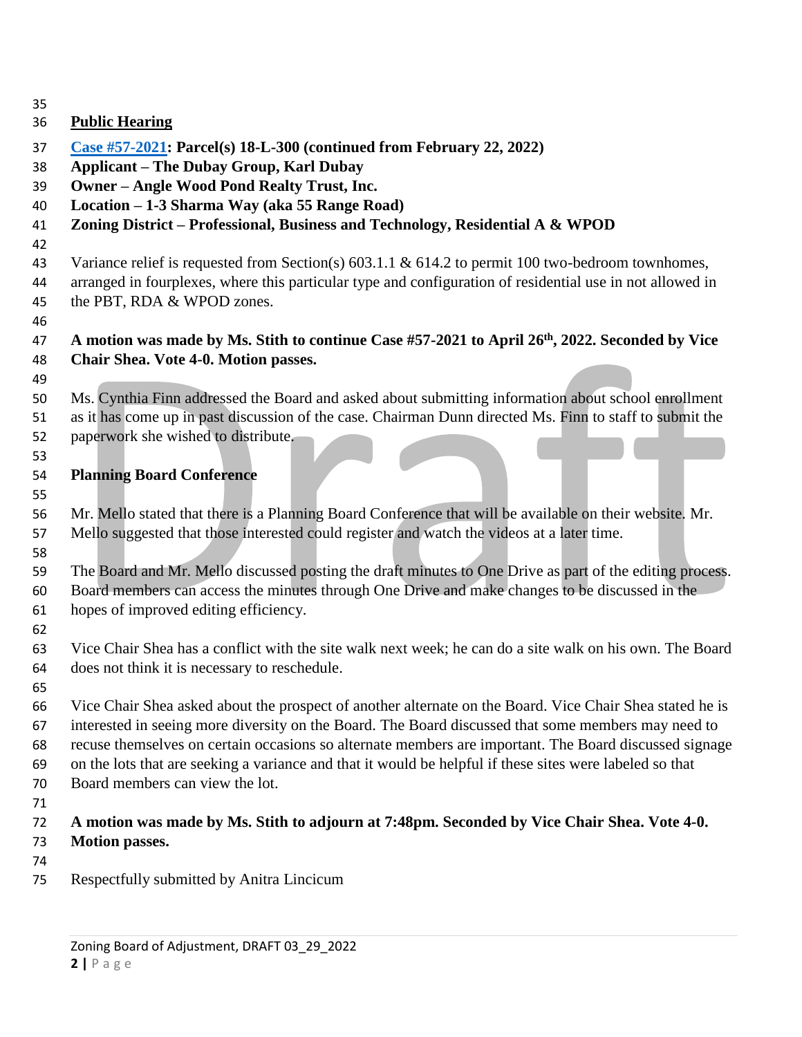## Public Hearing

**Case #57-2021: Parcel(s) 18-L-300 (continued from February 22, 2022)**
**Applicant – The Dubay Group, Karl Dubay**
**Owner – Angle Wood Pond Realty Trust, Inc.**
**Location – 1-3 Sharma Way (aka 55 Range Road)**
**Zoning District – Professional, Business and Technology, Residential A & WPOD**

Variance relief is requested from Section(s) 603.1.1 & 614.2 to permit 100 two-bedroom townhomes, arranged in fourplexes, where this particular type and configuration of residential use in not allowed in the PBT, RDA & WPOD zones.

**A motion was made by Ms. Stith to continue Case #57-2021 to April 26th, 2022. Seconded by Vice Chair Shea. Vote 4-0. Motion passes.**

Ms. Cynthia Finn addressed the Board and asked about submitting information about school enrollment as it has come up in past discussion of the case. Chairman Dunn directed Ms. Finn to staff to submit the paperwork she wished to distribute.

## Planning Board Conference

Mr. Mello stated that there is a Planning Board Conference that will be available on their website. Mr. Mello suggested that those interested could register and watch the videos at a later time.

The Board and Mr. Mello discussed posting the draft minutes to One Drive as part of the editing process. Board members can access the minutes through One Drive and make changes to be discussed in the hopes of improved editing efficiency.

Vice Chair Shea has a conflict with the site walk next week; he can do a site walk on his own. The Board does not think it is necessary to reschedule.

Vice Chair Shea asked about the prospect of another alternate on the Board. Vice Chair Shea stated he is interested in seeing more diversity on the Board. The Board discussed that some members may need to recuse themselves on certain occasions so alternate members are important. The Board discussed signage on the lots that are seeking a variance and that it would be helpful if these sites were labeled so that Board members can view the lot.

**A motion was made by Ms. Stith to adjourn at 7:48pm. Seconded by Vice Chair Shea. Vote 4-0. Motion passes.**

Respectfully submitted by Anitra Lincicum